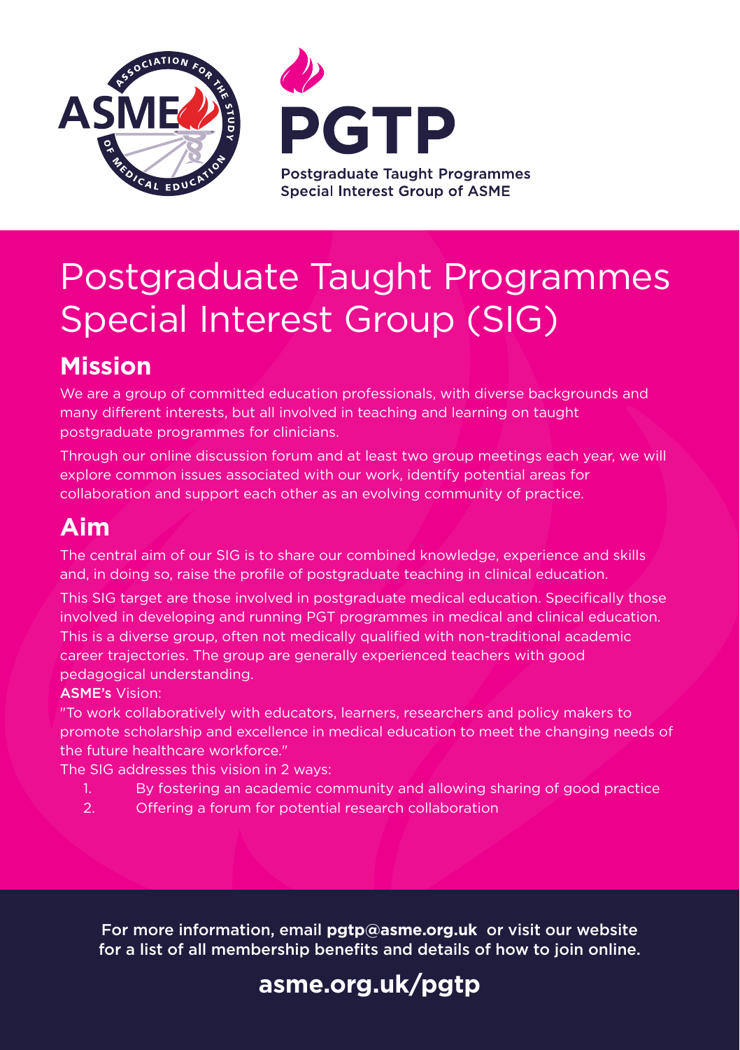PGTP

Postgraduate Taught Programmes
Special Interest Group of ASME

# Postgraduate Taught Programmes Special Interest Group (SIG)

## Mission

We are a group of committed education professionals, with diverse backgrounds and many different interests, but all involved in teaching and learning on taught postgraduate programmes for clinicians.

Through our online discussion forum and at least two group meetings each year, we will explore common issues associated with our work, identify potential areas for collaboration and support each other as an evolving community of practice.

## Aim

The central aim of our SIG is to share our combined knowledge, experience and skills and, in doing so, raise the profile of postgraduate teaching in clinical education.

This SIG target are those involved in postgraduate medical education. Specifically those involved in developing and running PGT programmes in medical and clinical education. This is a diverse group, often not medically qualified with non-traditional academic career trajectories. The group are generally experienced teachers with good pedagogical understanding.

ASME's Vision:

"To work collaboratively with educators, learners, researchers and policy makers to promote scholarship and excellence in medical education to meet the changing needs of the future healthcare workforce."

The SIG addresses this vision in 2 ways:

1. By fostering an academic community and allowing sharing of good practice
2. Offering a forum for potential research collaboration

For more information, email **pgtp@asme.org.uk** or visit our website for a list of all membership benefits and details of how to join online.

**asme.org.uk/pgtp**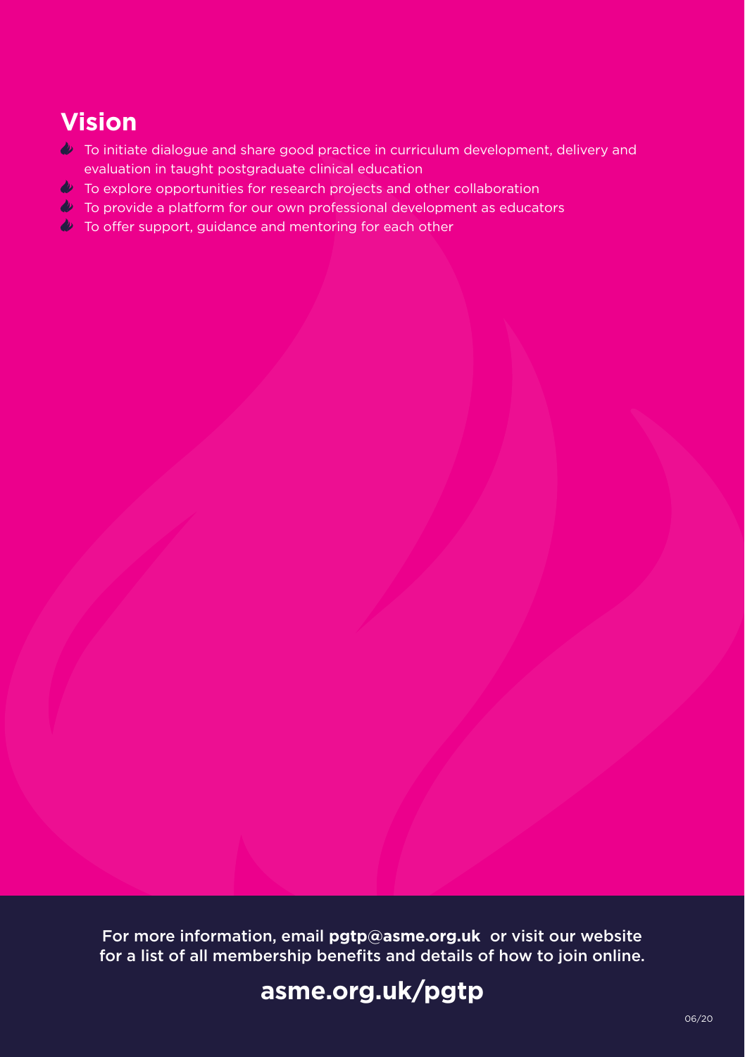## Vision

- To initiate dialogue and share good practice in curriculum development, delivery and evaluation in taught postgraduate clinical education
- To explore opportunities for research projects and other collaboration
- To provide a platform for our own professional development as educators
- To offer support, guidance and mentoring for each other

For more information, email **pgtp@asme.org.uk** or visit our website for a list of all membership benefits and details of how to join online.

**asme.org.uk/pgtp**

06/20